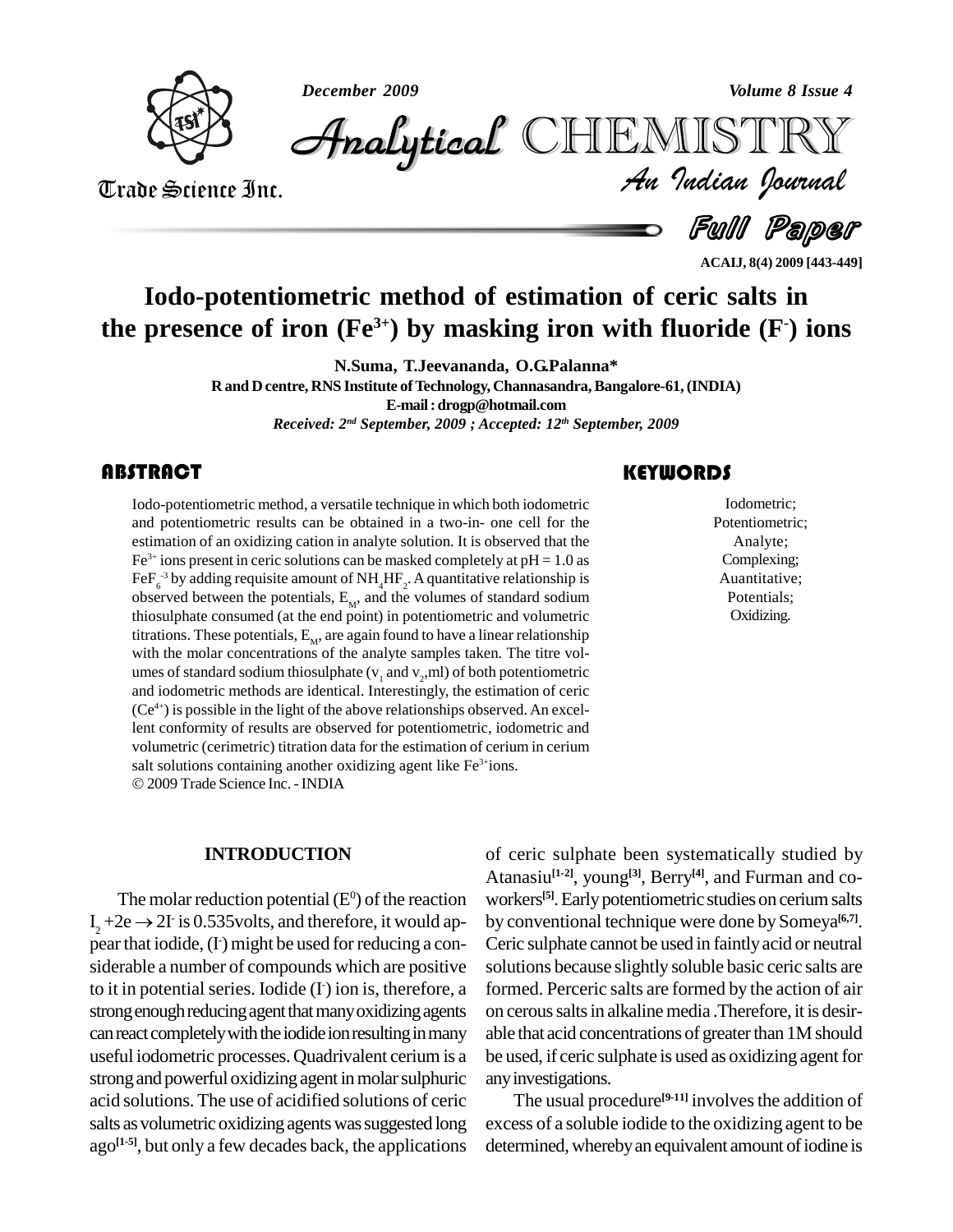# Iodo-potentiometric method of estimation of ceric salts in the presence of iron ($Fe^{3+}$) by masking iron with fluoride ($F^-$) ions

**N.Suma, T.Jeevananda, O.G.Palanna***

R and D centre, RNS Institute of Technology, Channasandra, Bangalore-61, (INDIA)

E-mail : drogp@hotmail.com

*Received: 2nd September, 2009 ; Accepted: 12th September, 2009*

## ABSTRACT

Iodo-potentiometric method, a versatile technique in which both iodometric and potentiometric results can be obtained in a two-in- one cell for the estimation of an oxidizing cation in analyte solution. It is observed that the $Fe^{3+}$ ions present in ceric solutions can be masked completely at pH = 1.0 as $FeF_6^{-3}$ by adding requisite amount of $NH_4HF_2$. A quantitative relationship is observed between the potentials, $E_M$, and the volumes of standard sodium thiosulphate consumed (at the end point) in potentiometric and volumetric titrations. These potentials, $E_M$, are again found to have a linear relationship with the molar concentrations of the analyte samples taken. The titre volumes of standard sodium thiosulphate ($v_1$ and $v_2$,ml) of both potentiometric and iodometric methods are identical. Interestingly, the estimation of ceric ($Ce^{4+}$) is possible in the light of the above relationships observed. An excellent conformity of results are observed for potentiometric, iodometric and volumetric (cerimetric) titration data for the estimation of cerium in cerium salt solutions containing another oxidizing agent like $Fe^{3+}$ions.

© 2009 Trade Science Inc. - INDIA

## KEYWORDS

Iodometric;
Potentiometric;
Analyte;
Complexing;
Auantitative;
Potentials;
Oxidizing.

## INTRODUCTION

The molar reduction potential ($E^0$) of the reaction $I_2 + 2e \rightarrow 2I^-$ is 0.535volts, and therefore, it would appear that iodide, ($I^-$) might be used for reducing a considerable a number of compounds which are positive to it in potential series. Iodide ($I^-$) ion is, therefore, a strong enough reducing agent that many oxidizing agents can react completely with the iodide ion resulting in many useful iodometric processes. Quadrivalent cerium is a strong and powerful oxidizing agent in molar sulphuric acid solutions. The use of acidified solutions of ceric salts as volumetric oxidizing agents was suggested long ago[1-5], but only a few decades back, the applications of ceric sulphate been systematically studied by Atanasiu[1-2], young[3], Berry[4], and Furman and co-workers[5]. Early potentiometric studies on cerium salts by conventional technique were done by Someya[6,7]. Ceric sulphate cannot be used in faintly acid or neutral solutions because slightly soluble basic ceric salts are formed. Perceric salts are formed by the action of air on cerous salts in alkaline media .Therefore, it is desirable that acid concentrations of greater than 1M should be used, if ceric sulphate is used as oxidizing agent for any investigations.

The usual procedure[9-11] involves the addition of excess of a soluble iodide to the oxidizing agent to be determined, whereby an equivalent amount of iodine is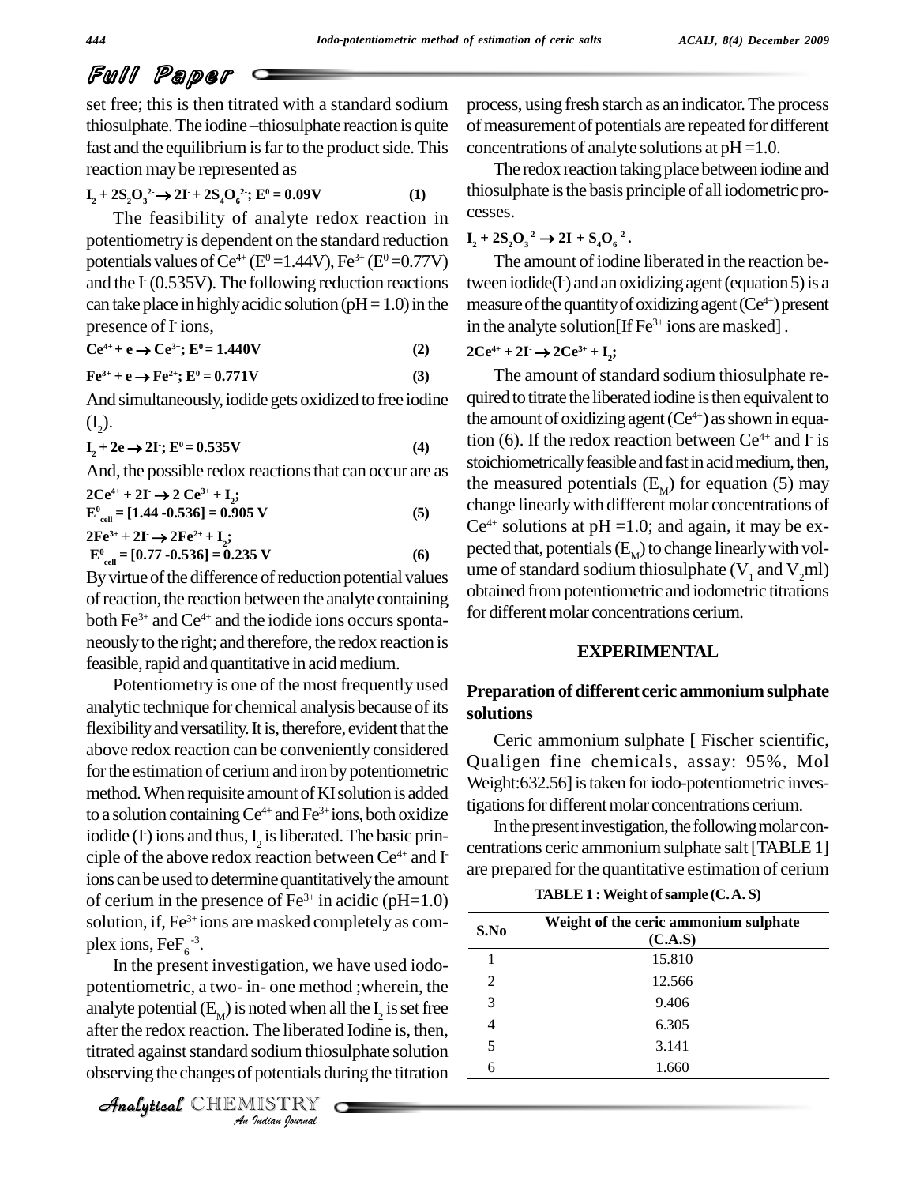set free; this is then titrated with a standard sodium thiosulphate. The iodine –thiosulphate reaction is quite fast and the equilibrium is far to the product side. This reaction may be represented as

$$I_2 + 2S_2O_3^{2-} \rightarrow 2I^- + 2S_4O_6^{2-};\ E^0 = 0.09V \quad (1)$$

The feasibility of analyte redox reaction in potentiometry is dependent on the standard reduction potentials values of $Ce^{4+}$ ($E^0$ =1.44V), $Fe^{3+}$ ($E^0$ =0.77V) and the $I^-$ (0.535V). The following reduction reactions can take place in highly acidic solution (pH = 1.0) in the presence of $I^-$ ions,

$$Ce^{4+} + e \rightarrow Ce^{3+};\ E^0 = 1.440V \quad (2)$$

$$Fe^{3+} + e \rightarrow Fe^{2+};\ E^0 = 0.771V \quad (3)$$

And simultaneously, iodide gets oxidized to free iodine ($I_2$).

$$I_2 + 2e \rightarrow 2I^-;\ E^0 = 0.535V \quad (4)$$

And, the possible redox reactions that can occur are as

$$2Ce^{4+} + 2I^- \rightarrow 2\ Ce^{3+} + I_2;$$
$$E^0_{cell} = [1.44 - 0.536] = 0.905\ V \quad (5)$$

$$2Fe^{3+} + 2I^- \rightarrow 2Fe^{2+} + I_2;$$
$$E^0_{cell} = [0.77 - 0.536] = 0.235\ V \quad (6)$$

By virtue of the difference of reduction potential values of reaction, the reaction between the analyte containing both $Fe^{3+}$ and $Ce^{4+}$ and the iodide ions occurs spontaneously to the right; and therefore, the redox reaction is feasible, rapid and quantitative in acid medium.

Potentiometry is one of the most frequently used analytic technique for chemical analysis because of its flexibility and versatility. It is, therefore, evident that the above redox reaction can be conveniently considered for the estimation of cerium and iron by potentiometric method. When requisite amount of KI solution is added to a solution containing $Ce^{4+}$ and $Fe^{3+}$ ions, both oxidize iodide ($I^-$) ions and thus, $I_2$ is liberated. The basic principle of the above redox reaction between $Ce^{4+}$ and $I^-$ ions can be used to determine quantitatively the amount of cerium in the presence of $Fe^{3+}$ in acidic (pH=1.0) solution, if, $Fe^{3+}$ ions are masked completely as complex ions, $FeF_6^{-3}$.

In the present investigation, we have used iodo-potentiometric, a two- in- one method ;wherein, the analyte potential ($E_M$) is noted when all the $I_2$ is set free after the redox reaction. The liberated Iodine is, then, titrated against standard sodium thiosulphate solution observing the changes of potentials during the titration process, using fresh starch as an indicator. The process of measurement of potentials are repeated for different concentrations of analyte solutions at pH =1.0.

The redox reaction taking place between iodine and thiosulphate is the basis principle of all iodometric processes.

$$I_2 + 2S_2O_3^{2-} \rightarrow 2I^- + S_4O_6^{2-}.$$

The amount of iodine liberated in the reaction between iodide($I^-$) and an oxidizing agent (equation 5) is a measure of the quantity of oxidizing agent ($Ce^{4+}$) present in the analyte solution[If $Fe^{3+}$ ions are masked] .

$$2Ce^{4+} + 2I^- \rightarrow 2Ce^{3+} + I_2;$$

The amount of standard sodium thiosulphate required to titrate the liberated iodine is then equivalent to the amount of oxidizing agent ($Ce^{4+}$) as shown in equation (6). If the redox reaction between $Ce^{4+}$ and $I^-$ is stoichiometrically feasible and fast in acid medium, then, the measured potentials ($E_M$) for equation (5) may change linearly with different molar concentrations of $Ce^{4+}$ solutions at pH =1.0; and again, it may be expected that, potentials ($E_M$) to change linearly with volume of standard sodium thiosulphate ($V_1$ and $V_2$ml) obtained from potentiometric and iodometric titrations for different molar concentrations cerium.

## EXPERIMENTAL

### Preparation of different ceric ammonium sulphate solutions

Ceric ammonium sulphate [ Fischer scientific, Qualigen fine chemicals, assay: 95%, Mol Weight:632.56] is taken for iodo-potentiometric investigations for different molar concentrations cerium.

In the present investigation, the following molar concentrations ceric ammonium sulphate salt [TABLE 1] are prepared for the quantitative estimation of cerium

**TABLE 1 : Weight of sample (C. A. S)**

| S.No | Weight of the ceric ammonium sulphate (C.A.S) |
|---|---|
| 1 | 15.810 |
| 2 | 12.566 |
| 3 | 9.406 |
| 4 | 6.305 |
| 5 | 3.141 |
| 6 | 1.660 |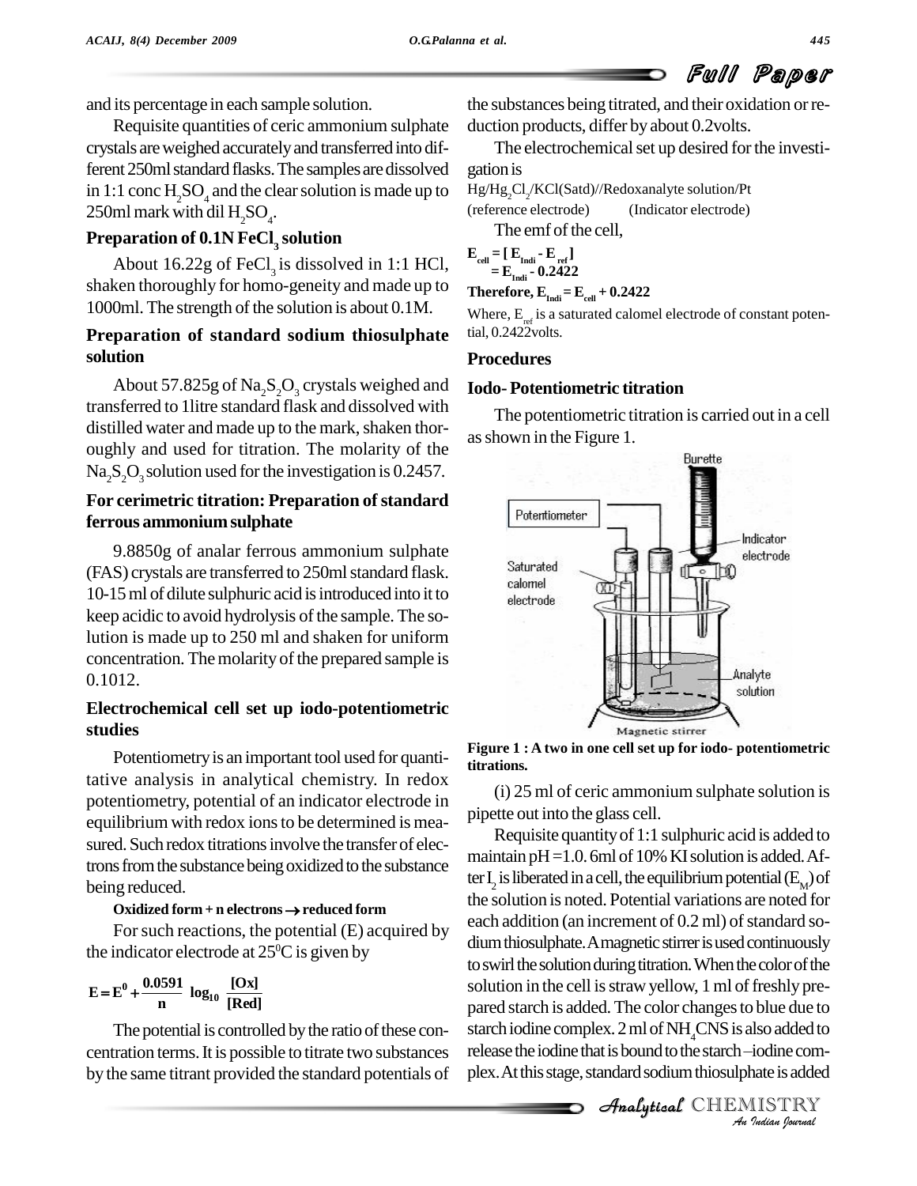and its percentage in each sample solution.

Requisite quantities of ceric ammonium sulphate crystals are weighed accurately and transferred into different 250ml standard flasks. The samples are dissolved in 1:1 conc $H_2SO_4$ and the clear solution is made up to 250ml mark with dil $H_2SO_4$.

### Preparation of 0.1N $FeCl_3$ solution

About 16.22g of $FeCl_3$ is dissolved in 1:1 HCl, shaken thoroughly for homo-geneity and made up to 1000ml. The strength of the solution is about 0.1M.

### Preparation of standard sodium thiosulphate solution

About 57.825g of $Na_2S_2O_3$ crystals weighed and transferred to 1litre standard flask and dissolved with distilled water and made up to the mark, shaken thoroughly and used for titration. The molarity of the $Na_2S_2O_3$ solution used for the investigation is 0.2457.

### For cerimetric titration: Preparation of standard ferrous ammonium sulphate

9.8850g of analar ferrous ammonium sulphate (FAS) crystals are transferred to 250ml standard flask. 10-15 ml of dilute sulphuric acid is introduced into it to keep acidic to avoid hydrolysis of the sample. The solution is made up to 250 ml and shaken for uniform concentration. The molarity of the prepared sample is 0.1012.

### Electrochemical cell set up iodo-potentiometric studies

Potentiometry is an important tool used for quantitative analysis in analytical chemistry. In redox potentiometry, potential of an indicator electrode in equilibrium with redox ions to be determined is measured. Such redox titrations involve the transfer of electrons from the substance being oxidized to the substance being reduced.

**Oxidized form + n electrons → reduced form**

For such reactions, the potential (E) acquired by the indicator electrode at $25^0$C is given by

$$E = E^0 + \frac{0.0591}{n}\log_{10}\frac{[Ox]}{[Red]}$$

The potential is controlled by the ratio of these concentration terms. It is possible to titrate two substances by the same titrant provided the standard potentials of the substances being titrated, and their oxidation or reduction products, differ by about 0.2volts.

The electrochemical set up desired for the investigation is

$Hg/Hg_2Cl_2$/KCl(Satd)//Redoxanalyte solution/Pt
(reference electrode) (Indicator electrode)

The emf of the cell,

$$E_{cell} = [E_{Indi} - E_{ref}]$$
$$= E_{Indi} - 0.2422$$

**Therefore,** $E_{Indi} = E_{cell} + 0.2422$

Where, $E_{ref}$ is a saturated calomel electrode of constant potential, 0.2422volts.

## Procedures

### Iodo- Potentiometric titration

The potentiometric titration is carried out in a cell as shown in the Figure 1.

**Figure 1 : A two in one cell set up for iodo- potentiometric titrations.**

(i) 25 ml of ceric ammonium sulphate solution is pipette out into the glass cell.

Requisite quantity of 1:1 sulphuric acid is added to maintain pH =1.0. 6ml of 10% KI solution is added. After $I_2$ is liberated in a cell, the equilibrium potential ($E_M$) of the solution is noted. Potential variations are noted for each addition (an increment of 0.2 ml) of standard sodium thiosulphate. A magnetic stirrer is used continuously to swirl the solution during titration. When the color of the solution in the cell is straw yellow, 1 ml of freshly prepared starch is added. The color changes to blue due to starch iodine complex. 2 ml of $NH_4$CNS is also added to release the iodine that is bound to the starch–iodine complex. At this stage, standard sodium thiosulphate is added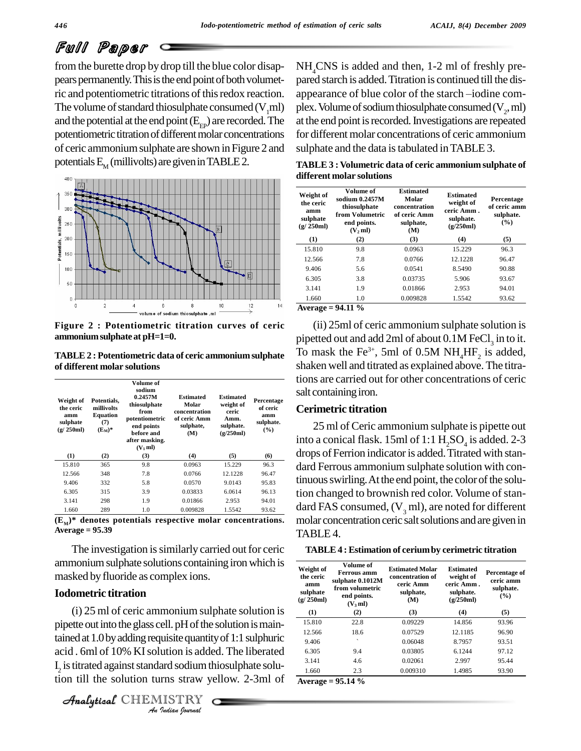from the burette drop by drop till the blue color disappears permanently. This is the end point of both volumetric and potentiometric titrations of this redox reaction. The volume of standard thiosulphate consumed ($V_1$ml) and the potential at the end point ($E_{EP}$) are recorded. The potentiometric titration of different molar concentrations of ceric ammonium sulphate are shown in Figure 2 and potentials $E_M$ (millivolts) are given in TABLE 2.

**Figure 2 : Potentiometric titration curves of ceric ammonium sulphate at pH=1=0.**

**TABLE 2 : Potentiometric data of ceric ammonium sulphate of different molar solutions**

| Weight of the ceric amm sulphate (g/ 250ml) | Potentials, millivolts Equation (7) ($E_M$)* | Volume of sodium 0.2457M thiosulphate from potentiometric end points before and after masking. ($V_1$ ml) | Estimated Molar concentration of ceric Amm sulphate, (M) | Estimated weight of ceric Amm. sulphate. (g/250ml) | Percentage of ceric amm sulphate. (%) |
|---|---|---|---|---|---|
| (1) | (2) | (3) | (4) | (5) | (6) |
| 15.810 | 365 | 9.8 | 0.0963 | 15.229 | 96.3 |
| 12.566 | 348 | 7.8 | 0.0766 | 12.1228 | 96.47 |
| 9.406 | 332 | 5.8 | 0.0570 | 9.0143 | 95.83 |
| 6.305 | 315 | 3.9 | 0.03833 | 6.0614 | 96.13 |
| 3.141 | 298 | 1.9 | 0.01866 | 2.953 | 94.01 |
| 1.660 | 289 | 1.0 | 0.009828 | 1.5542 | 93.62 |

**($E_M$)* denotes potentials respective molar concentrations. Average = 95.39**

The investigation is similarly carried out for ceric ammonium sulphate solutions containing iron which is masked by fluoride as complex ions.

### Iodometric titration

(i) 25 ml of ceric ammonium sulphate solution is pipette out into the glass cell. pH of the solution is maintained at 1.0 by adding requisite quantity of 1:1 sulphuric acid . 6ml of 10% KI solution is added. The liberated $I_2$ is titrated against standard sodium thiosulphate solution till the solution turns straw yellow. 2-3ml of $NH_4CNS$ is added and then, 1-2 ml of freshly prepared starch is added. Titration is continued till the disappearance of blue color of the starch –iodine complex. Volume of sodium thiosulphate consumed ($V_2$, ml) at the end point is recorded. Investigations are repeated for different molar concentrations of ceric ammonium sulphate and the data is tabulated in TABLE 3.

**TABLE 3 : Volumetric data of ceric ammonium sulphate of different molar solutions**

| Weight of the ceric amm sulphate (g/ 250ml) | Volume of sodium 0.2457M thiosulphate from Volumetric end points. ($V_2$ ml) | Estimated Molar concentration of ceric Amm sulphate, (M) | Estimated weight of ceric Amm . sulphate. (g/250ml) | Percentage of ceric amm sulphate. (%) |
|---|---|---|---|---|
| (1) | (2) | (3) | (4) | (5) |
| 15.810 | 9.8 | 0.0963 | 15.229 | 96.3 |
| 12.566 | 7.8 | 0.0766 | 12.1228 | 96.47 |
| 9.406 | 5.6 | 0.0541 | 8.5490 | 90.88 |
| 6.305 | 3.8 | 0.03735 | 5.906 | 93.67 |
| 3.141 | 1.9 | 0.01866 | 2.953 | 94.01 |
| 1.660 | 1.0 | 0.009828 | 1.5542 | 93.62 |

**Average = 94.11 %**

(ii) 25ml of ceric ammonium sulphate solution is pipetted out and add 2ml of about 0.1M $FeCl_3$ in to it. To mask the $Fe^{3+}$, 5ml of 0.5M $NH_4HF_2$ is added, shaken well and titrated as explained above. The titrations are carried out for other concentrations of ceric salt containing iron.

### Cerimetric titration

25 ml of Ceric ammonium sulphate is pipette out into a conical flask. 15ml of 1:1 $H_2SO_4$ is added. 2-3 drops of Ferrion indicator is added. Titrated with standard Ferrous ammonium sulphate solution with continuous swirling. At the end point, the color of the solution changed to brownish red color. Volume of standard FAS consumed, ($V_3$ ml), are noted for different molar concentration ceric salt solutions and are given in TABLE 4.

**TABLE 4 : Estimation of cerium by cerimetric titration**

| Weight of the ceric amm sulphate (g/ 250ml) | Volume of Ferrous amm sulphate 0.1012M from volumetric end points. ($V_3$ ml) | Estimated Molar concentration of ceric Amm sulphate, (M) | Estimated weight of ceric Amm . sulphate. (g/250ml) | Percentage of ceric amm sulphate. (%) |
|---|---|---|---|---|
| (1) | (2) | (3) | (4) | (5) |
| 15.810 | 22.8 | 0.09229 | 14.856 | 93.96 |
| 12.566 | 18.6 | 0.07529 | 12.1185 | 96.90 |
| 9.406 | ` | 0.06048 | 8.7957 | 93.51 |
| 6.305 | 9.4 | 0.03805 | 6.1244 | 97.12 |
| 3.141 | 4.6 | 0.02061 | 2.997 | 95.44 |
| 1.660 | 2.3 | 0.009310 | 1.4985 | 93.90 |

**Average = 95.14 %**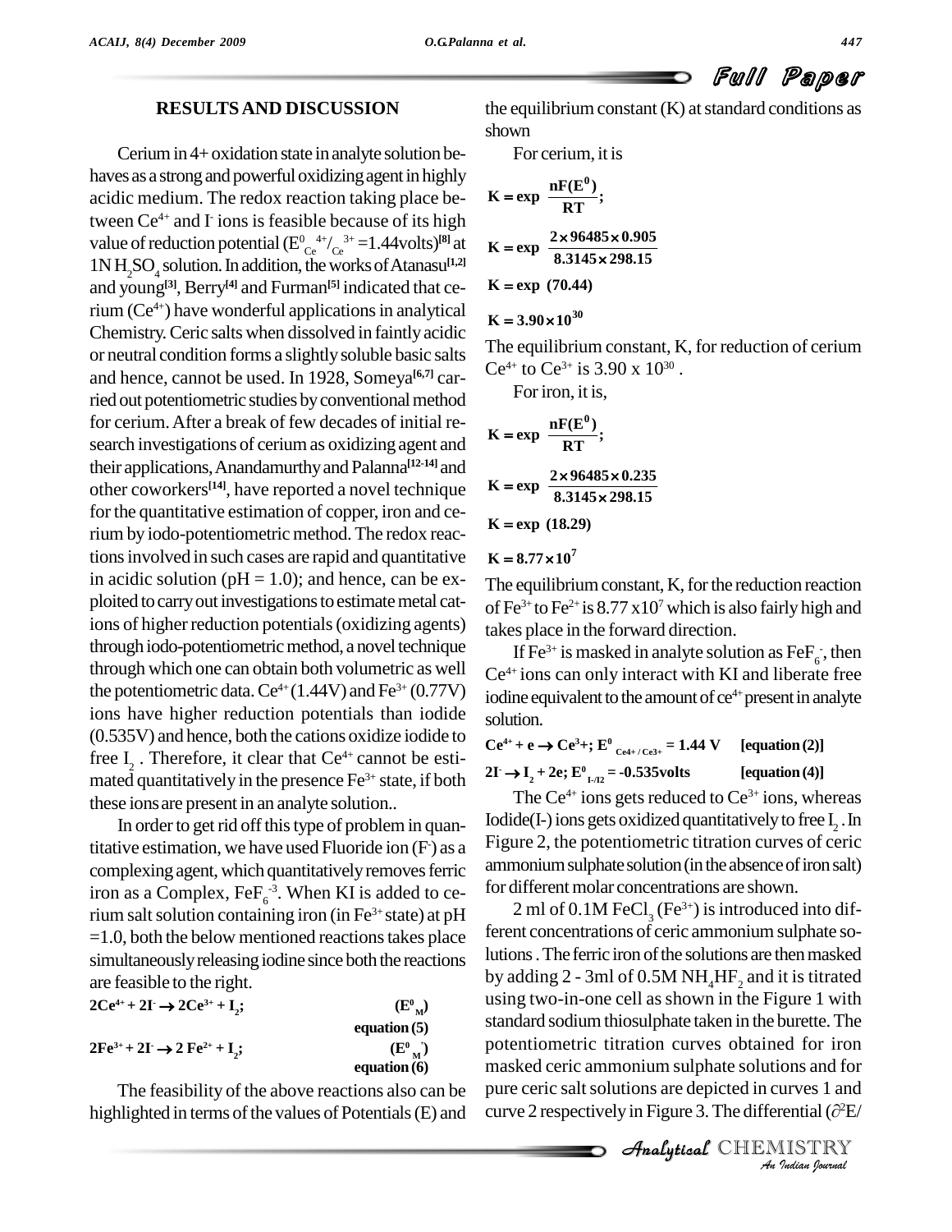## RESULTS AND DISCUSSION

Cerium in 4+ oxidation state in analyte solution behaves as a strong and powerful oxidizing agent in highly acidic medium. The redox reaction taking place between $Ce^{4+}$ and $I^-$ ions is feasible because of its high value of reduction potential ($E^0_{Ce^{4+}/Ce^{3+}}$ =1.44volts)[8] at 1N $H_2SO_4$ solution. In addition, the works of Atanasu[1,2] and young[3], Berry[4] and Furman[5] indicated that cerium ($Ce^{4+}$) have wonderful applications in analytical Chemistry. Ceric salts when dissolved in faintly acidic or neutral condition forms a slightly soluble basic salts and hence, cannot be used. In 1928, Someya[6,7] carried out potentiometric studies by conventional method for cerium. After a break of few decades of initial research investigations of cerium as oxidizing agent and their applications, Anandamurthy and Palanna[12-14] and other coworkers[14], have reported a novel technique for the quantitative estimation of copper, iron and cerium by iodo-potentiometric method. The redox reactions involved in such cases are rapid and quantitative in acidic solution (pH = 1.0); and hence, can be exploited to carry out investigations to estimate metal cations of higher reduction potentials (oxidizing agents) through iodo-potentiometric method, a novel technique through which one can obtain both volumetric as well the potentiometric data. $Ce^{4+}$ (1.44V) and $Fe^{3+}$ (0.77V) ions have higher reduction potentials than iodide (0.535V) and hence, both the cations oxidize iodide to free $I_2$ . Therefore, it clear that $Ce^{4+}$ cannot be estimated quantitatively in the presence $Fe^{3+}$ state, if both these ions are present in an analyte solution..

In order to get rid off this type of problem in quantitative estimation, we have used Fluoride ion ($F^-$) as a complexing agent, which quantitatively removes ferric iron as a Complex, $FeF_6^{-3}$. When KI is added to cerium salt solution containing iron (in $Fe^{3+}$ state) at pH =1.0, both the below mentioned reactions takes place simultaneously releasing iodine since both the reactions are feasible to the right.

$$2Ce^{4+} + 2I^- \rightarrow 2Ce^{3+} + I_2; \qquad (E^0_M) \qquad \text{equation (5)}$$

$$2Fe^{3+} + 2I^- \rightarrow 2\,Fe^{2+} + I_2; \qquad (E^0_{M'}) \qquad \text{equation (6)}$$

The feasibility of the above reactions also can be highlighted in terms of the values of Potentials (E) and the equilibrium constant (K) at standard conditions as shown

For cerium, it is

$$K = \exp\ \frac{nF(E^0)}{RT};$$

$$K = \exp\ \frac{2 \times 96485 \times 0.905}{8.3145 \times 298.15}$$

$$K = \exp\ (70.44)$$

$$K = 3.90 \times 10^{30}$$

The equilibrium constant, K, for reduction of cerium $Ce^{4+}$ to $Ce^{3+}$ is 3.90 x $10^{30}$ .

For iron, it is,

$$K = \exp\ \frac{nF(E^0)}{RT};$$

$$K = \exp\ \frac{2 \times 96485 \times 0.235}{8.3145 \times 298.15}$$

$$K = \exp\ (18.29)$$

$$K = 8.77 \times 10^7$$

The equilibrium constant, K, for the reduction reaction of $Fe^{3+}$ to $Fe^{2+}$ is 8.77 x$10^7$ which is also fairly high and takes place in the forward direction.

If $Fe^{3+}$ is masked in analyte solution as $FeF_6^-$, then $Ce^{4+}$ ions can only interact with KI and liberate free iodine equivalent to the amount of $ce^{4+}$ present in analyte solution.

$$Ce^{4+} + e \rightarrow Ce^{3+};\ E^0_{Ce4+/Ce3+} = 1.44\ V \qquad \text{[equation (2)]}$$

$$2I^- \rightarrow I_2 + 2e;\ E^0_{I-/I2} = -0.535\text{volts} \qquad \text{[equation (4)]}$$

The $Ce^{4+}$ ions gets reduced to $Ce^{3+}$ ions, whereas Iodide(I-) ions gets oxidized quantitatively to free $I_2$ . In Figure 2, the potentiometric titration curves of ceric ammonium sulphate solution (in the absence of iron salt) for different molar concentrations are shown.

2 ml of 0.1M $FeCl_3$ ($Fe^{3+}$) is introduced into different concentrations of ceric ammonium sulphate solutions . The ferric iron of the solutions are then masked by adding 2 - 3ml of 0.5M $NH_4HF_2$ and it is titrated using two-in-one cell as shown in the Figure 1 with standard sodium thiosulphate taken in the burette. The potentiometric titration curves obtained for iron masked ceric ammonium sulphate solutions and for pure ceric salt solutions are depicted in curves 1 and curve 2 respectively in Figure 3. The differential ($\partial^2E/$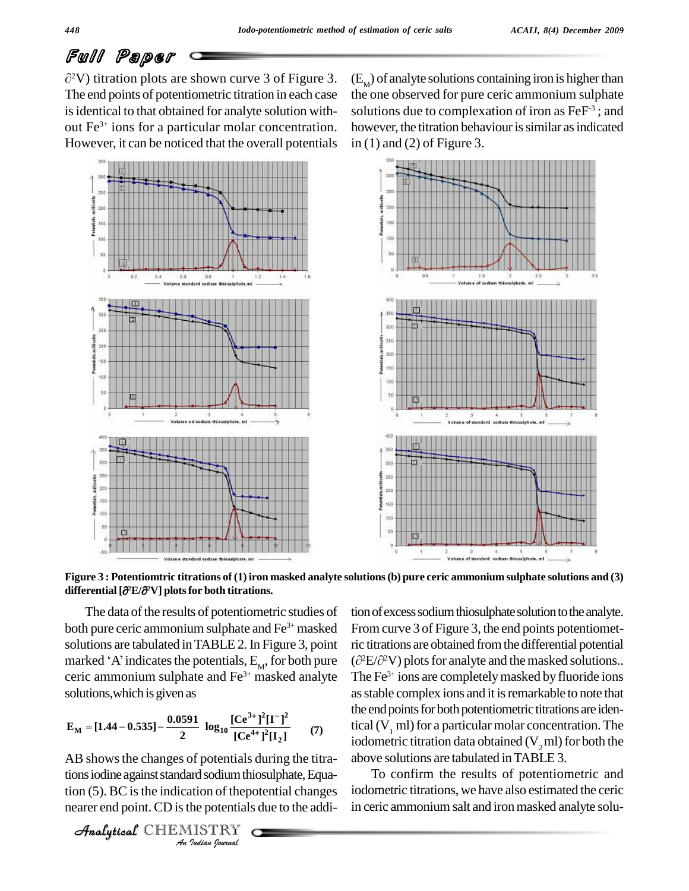## Full Paper

$\partial^2 V$) titration plots are shown curve 3 of Figure 3. The end points of potentiometric titration in each case is identical to that obtained for analyte solution without $Fe^{3+}$ ions for a particular molar concentration. However, it can be noticed that the overall potentials ($E_M$) of analyte solutions containing iron is higher than the one observed for pure ceric ammonium sulphate solutions due to complexation of iron as $FeF^{-3}$ ; and however, the titration behaviour is similar as indicated in (1) and (2) of Figure 3.

**Figure 3 : Potentiomtric titrations of (1) iron masked analyte solutions (b) pure ceric ammonium sulphate solutions and (3) differential [$\partial^2 E/\partial^2 V$] plots for both titrations.**

The data of the results of potentiometric studies of both pure ceric ammonium sulphate and $Fe^{3+}$ masked solutions are tabulated in TABLE 2. In Figure 3, point marked 'A' indicates the potentials, $E_M$, for both pure ceric ammonium sulphate and $Fe^{3+}$ masked analyte solutions,which is given as

$$E_M = [1.44 - 0.535] - \frac{0.0591}{2} \log_{10} \frac{[Ce^{3+}]^2[I^-]^2}{[Ce^{4+}]^2[I_2]} \quad (7)$$

AB shows the changes of potentials during the titrations iodine against standard sodium thiosulphate, Equation (5). BC is the indication of thepotential changes nearer end point. CD is the potentials due to the addition of excess sodium thiosulphate solution to the analyte. From curve 3 of Figure 3, the end points potentiometric titrations are obtained from the differential potential ($\partial^2 E/\partial^2 V$) plots for analyte and the masked solutions.. The $Fe^{3+}$ ions are completely masked by fluoride ions as stable complex ions and it is remarkable to note that the end points for both potentiometric titrations are identical ($V_1$ ml) for a particular molar concentration. The iodometric titration data obtained ($V_2$ ml) for both the above solutions are tabulated in TABLE 3.

To confirm the results of potentiometric and iodometric titrations, we have also estimated the ceric in ceric ammonium salt and iron masked analyte solu-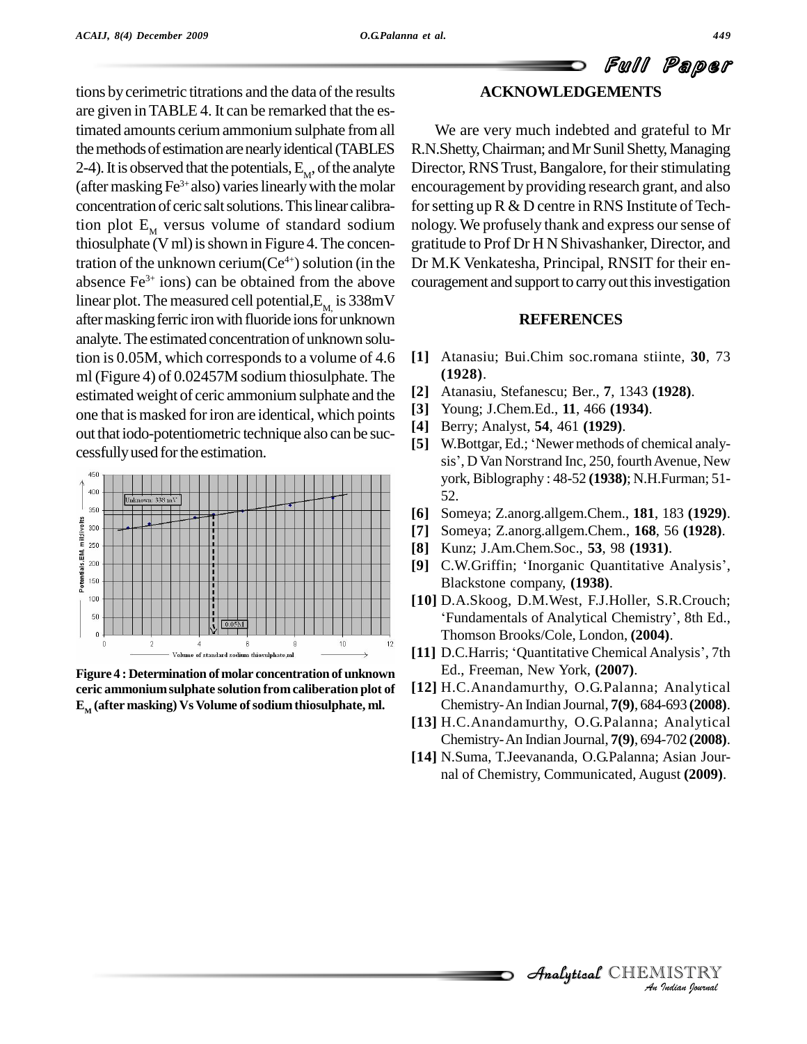tions by cerimetric titrations and the data of the results are given in TABLE 4. It can be remarked that the estimated amounts cerium ammonium sulphate from all the methods of estimation are nearly identical (TABLES 2-4). It is observed that the potentials, $E_M$, of the analyte (after masking $Fe^{3+}$ also) varies linearly with the molar concentration of ceric salt solutions. This linear calibration plot $E_M$ versus volume of standard sodium thiosulphate (V ml) is shown in Figure 4. The concentration of the unknown cerium($Ce^{4+}$) solution (in the absence $Fe^{3+}$ ions) can be obtained from the above linear plot. The measured cell potential, $E_M$ is 338mV after masking ferric iron with fluoride ions for unknown analyte. The estimated concentration of unknown solution is 0.05M, which corresponds to a volume of 4.6 ml (Figure 4) of 0.02457M sodium thiosulphate. The estimated weight of ceric ammonium sulphate and the one that is masked for iron are identical, which points out that iodo-potentiometric technique also can be successfully used for the estimation.

Unknown 338 mV
0.05M
Potentials, EM, millivolts
Volume of standard sodium thiosulphate, ml
450
400
350
300
250
200
150
100
50
0
0 2 4 6 8 10 12

**Figure 4 : Determination of molar concentration of unknown ceric ammonium sulphate solution from caliberation plot of $E_M$ (after masking) Vs Volume of sodium thiosulphate, ml.**

## ACKNOWLEDGEMENTS

We are very much indebted and grateful to Mr R.N.Shetty, Chairman; and Mr Sunil Shetty, Managing Director, RNS Trust, Bangalore, for their stimulating encouragement by providing research grant, and also for setting up R & D centre in RNS Institute of Technology. We profusely thank and express our sense of gratitude to Prof Dr H N Shivashanker, Director, and Dr M.K Venkatesha, Principal, RNSIT for their encouragement and support to carry out this investigation

## REFERENCES

- **[1]** Atanasiu; Bui.Chim soc.romana stiinte, **30**, 73 **(1928)**.
- **[2]** Atanasiu, Stefanescu; Ber., **7**, 1343 **(1928)**.
- **[3]** Young; J.Chem.Ed., **11**, 466 **(1934)**.
- **[4]** Berry; Analyst, **54**, 461 **(1929)**.
- **[5]** W.Bottgar, Ed.; 'Newer methods of chemical analysis', D Van Norstrand Inc, 250, fourth Avenue, New york, Biblography : 48-52 **(1938)**; N.H.Furman; 51-52.
- **[6]** Someya; Z.anorg.allgem.Chem., **181**, 183 **(1929)**.
- **[7]** Someya; Z.anorg.allgem.Chem., **168**, 56 **(1928)**.
- **[8]** Kunz; J.Am.Chem.Soc., **53**, 98 **(1931)**.
- **[9]** C.W.Griffin; 'Inorganic Quantitative Analysis', Blackstone company, **(1938)**.
- **[10]** D.A.Skoog, D.M.West, F.J.Holler, S.R.Crouch; 'Fundamentals of Analytical Chemistry', 8th Ed., Thomson Brooks/Cole, London, **(2004)**.
- **[11]** D.C.Harris; 'Quantitative Chemical Analysis', 7th Ed., Freeman, New York, **(2007)**.
- **[12]** H.C.Anandamurthy, O.G.Palanna; Analytical Chemistry-An Indian Journal, **7(9)**, 684-693 **(2008)**.
- **[13]** H.C.Anandamurthy, O.G.Palanna; Analytical Chemistry-An Indian Journal, **7(9)**, 694-702 **(2008)**.
- **[14]** N.Suma, T.Jeevananda, O.G.Palanna; Asian Journal of Chemistry, Communicated, August **(2009)**.